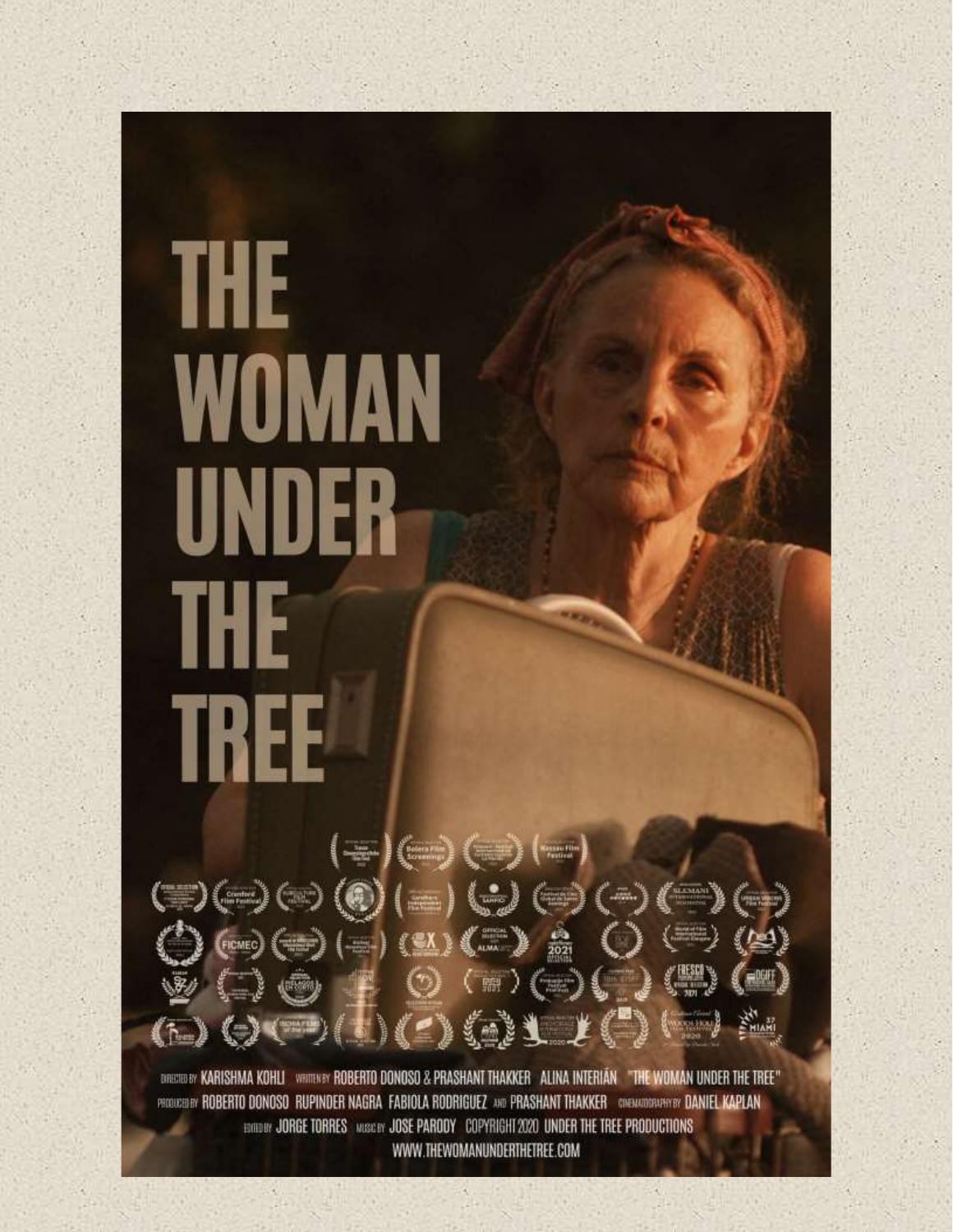# THE WOMAN UNDER THE TREE

DIRECTED BY KARISHMA KOHLI WRITTEN BY ROBERTO DONOSO & PRASHANT THAKKER ALINA INTERIÁN "THE WOMAN UNDER THE TREE"
PRODUCED BY ROBERTO DONOSO RUPINDER NAGRA FABIOLA RODRIGUEZ AND PRASHANT THAKKER CINEMATOGRAPHY BY DANIEL KAPLAN
EDITED BY JORGE TORRES MUSIC BY JOSE PARODY COPYRIGHT 2020 UNDER THE TREE PRODUCTIONS
WWW.THEWOMANUNDERTHETREE.COM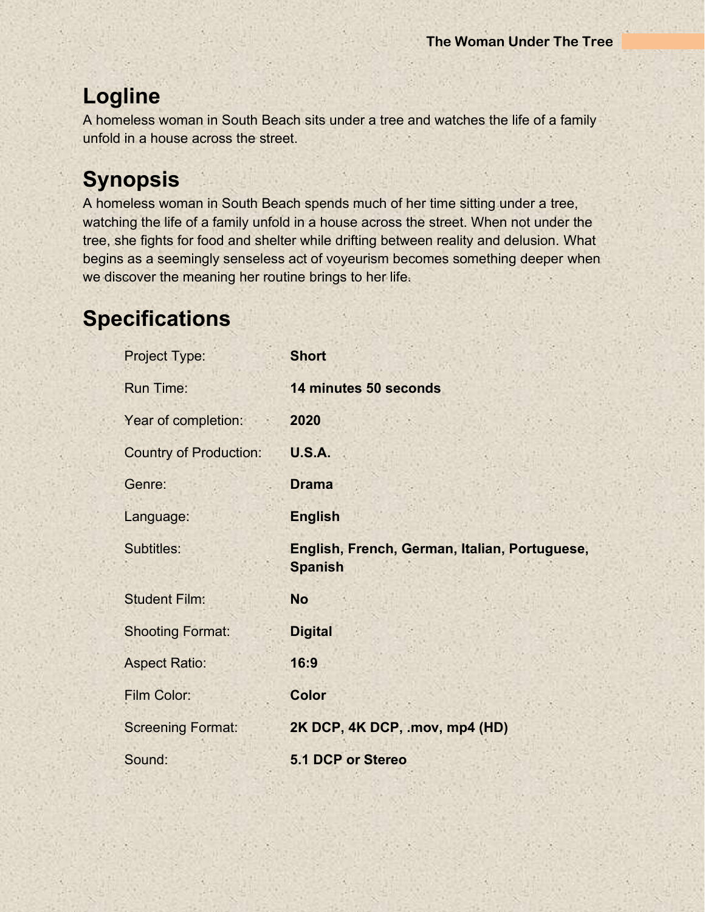## Logline

A homeless woman in South Beach sits under a tree and watches the life of a family unfold in a house across the street.

## Synopsis

A homeless woman in South Beach spends much of her time sitting under a tree, watching the life of a family unfold in a house across the street. When not under the tree, she fights for food and shelter while drifting between reality and delusion. What begins as a seemingly senseless act of voyeurism becomes something deeper when we discover the meaning her routine brings to her life.

## Specifications

| | |
|---|---|
| Project Type: | **Short** |
| Run Time: | **14 minutes 50 seconds** |
| Year of completion: | **2020** |
| Country of Production: | **U.S.A.** |
| Genre: | **Drama** |
| Language: | **English** |
| Subtitles: | **English, French, German, Italian, Portuguese, Spanish** |
| Student Film: | **No** |
| Shooting Format: | **Digital** |
| Aspect Ratio: | **16:9** |
| Film Color: | **Color** |
| Screening Format: | **2K DCP, 4K DCP, .mov, mp4 (HD)** |
| Sound: | **5.1 DCP or Stereo** |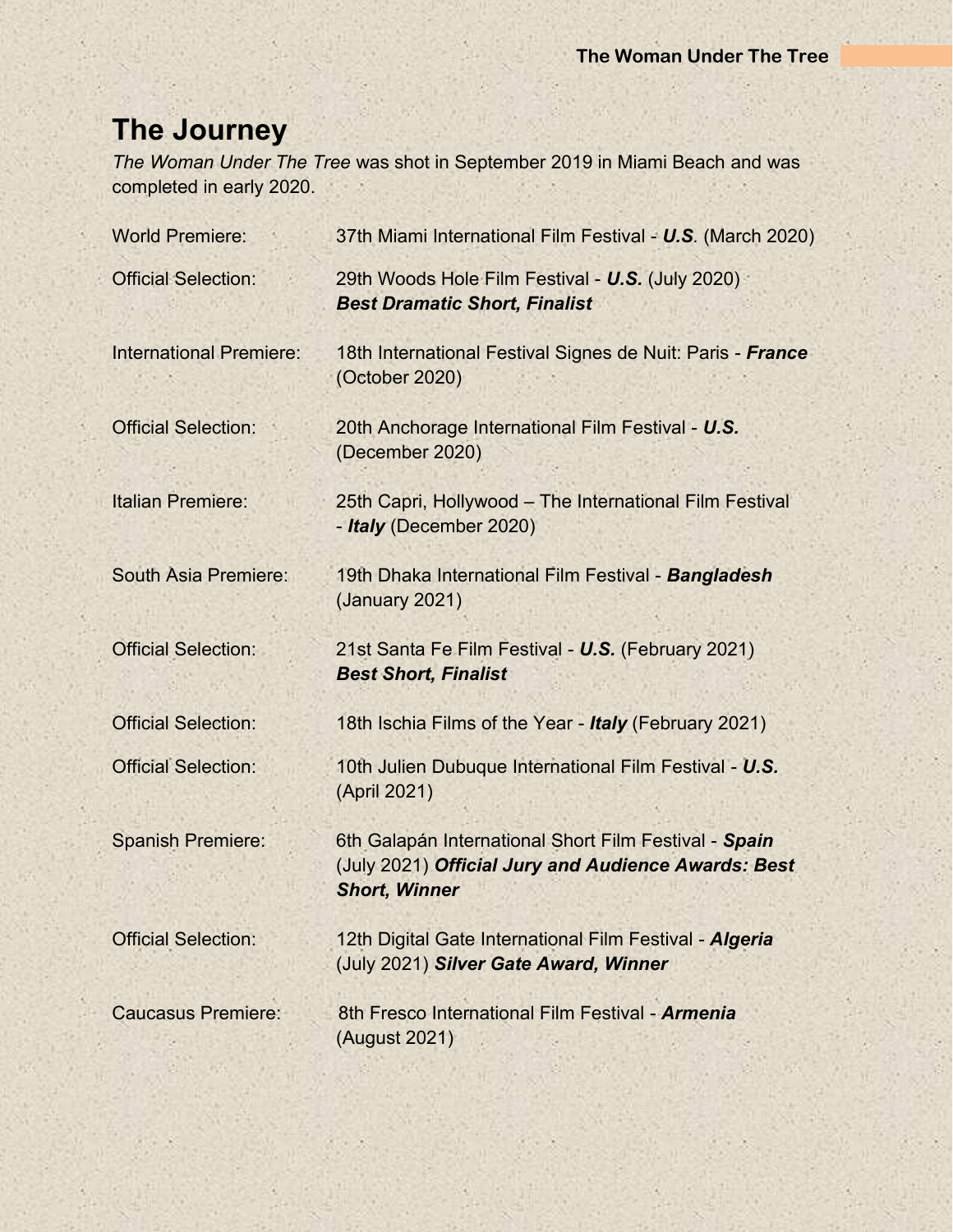## The Journey

*The Woman Under The Tree* was shot in September 2019 in Miami Beach and was completed in early 2020.

| | |
|---|---|
| World Premiere: | 37th Miami International Film Festival - ***U.S.*** (March 2020) |
| Official Selection: | 29th Woods Hole Film Festival - ***U.S.*** (July 2020) ***Best Dramatic Short, Finalist*** |
| International Premiere: | 18th International Festival Signes de Nuit: Paris - ***France*** (October 2020) |
| Official Selection: | 20th Anchorage International Film Festival - ***U.S.*** (December 2020) |
| Italian Premiere: | 25th Capri, Hollywood – The International Film Festival - ***Italy*** (December 2020) |
| South Asia Premiere: | 19th Dhaka International Film Festival - ***Bangladesh*** (January 2021) |
| Official Selection: | 21st Santa Fe Film Festival - ***U.S.*** (February 2021) ***Best Short, Finalist*** |
| Official Selection: | 18th Ischia Films of the Year - ***Italy*** (February 2021) |
| Official Selection: | 10th Julien Dubuque International Film Festival - ***U.S.*** (April 2021) |
| Spanish Premiere: | 6th Galapán International Short Film Festival - ***Spain*** (July 2021) ***Official Jury and Audience Awards: Best Short, Winner*** |
| Official Selection: | 12th Digital Gate International Film Festival - ***Algeria*** (July 2021) ***Silver Gate Award, Winner*** |
| Caucasus Premiere: | 8th Fresco International Film Festival - ***Armenia*** (August 2021) |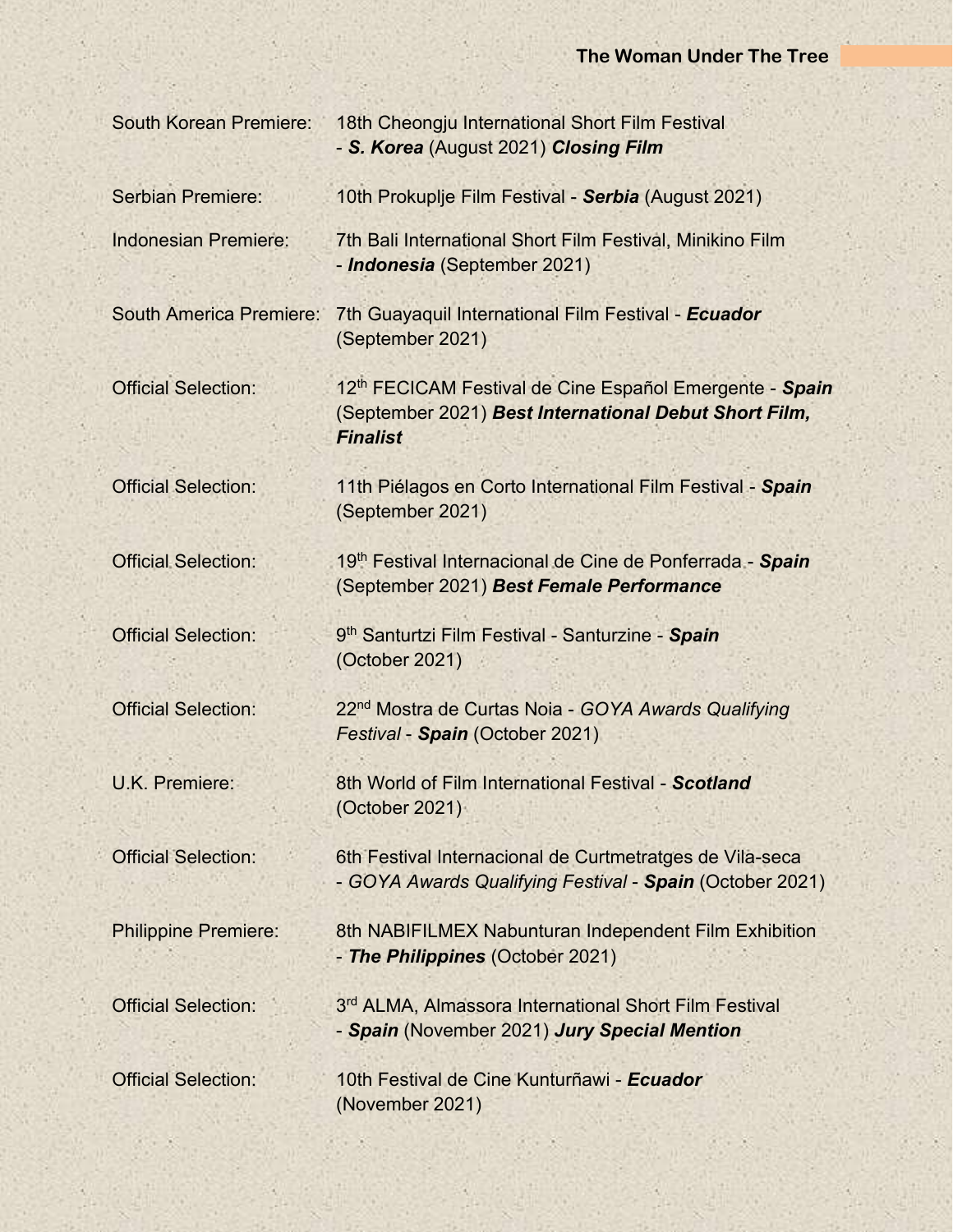| | |
|---|---|
| South Korean Premiere: | 18th Cheongju International Short Film Festival - ***S. Korea*** (August 2021) ***Closing Film*** |
| Serbian Premiere: | 10th Prokuplje Film Festival - ***Serbia*** (August 2021) |
| Indonesian Premiere: | 7th Bali International Short Film Festival, Minikino Film - ***Indonesia*** (September 2021) |
| South America Premiere: | 7th Guayaquil International Film Festival - ***Ecuador*** (September 2021) |
| Official Selection: | 12th FECICAM Festival de Cine Español Emergente - ***Spain*** (September 2021) ***Best International Debut Short Film, Finalist*** |
| Official Selection: | 11th Piélagos en Corto International Film Festival - ***Spain*** (September 2021) |
| Official Selection: | 19th Festival Internacional de Cine de Ponferrada - ***Spain*** (September 2021) ***Best Female Performance*** |
| Official Selection: | 9th Santurtzi Film Festival - Santurzine - ***Spain*** (October 2021) |
| Official Selection: | 22nd Mostra de Curtas Noia - *GOYA Awards Qualifying Festival* - ***Spain*** (October 2021) |
| U.K. Premiere: | 8th World of Film International Festival - ***Scotland*** (October 2021) |
| Official Selection: | 6th Festival Internacional de Curtmetratges de Vila-seca - *GOYA Awards Qualifying Festival* - ***Spain*** (October 2021) |
| Philippine Premiere: | 8th NABIFILMEX Nabunturan Independent Film Exhibition - ***The Philippines*** (October 2021) |
| Official Selection: | 3rd ALMA, Almassora International Short Film Festival - ***Spain*** (November 2021) ***Jury Special Mention*** |
| Official Selection: | 10th Festival de Cine Kunturñawi - ***Ecuador*** (November 2021) |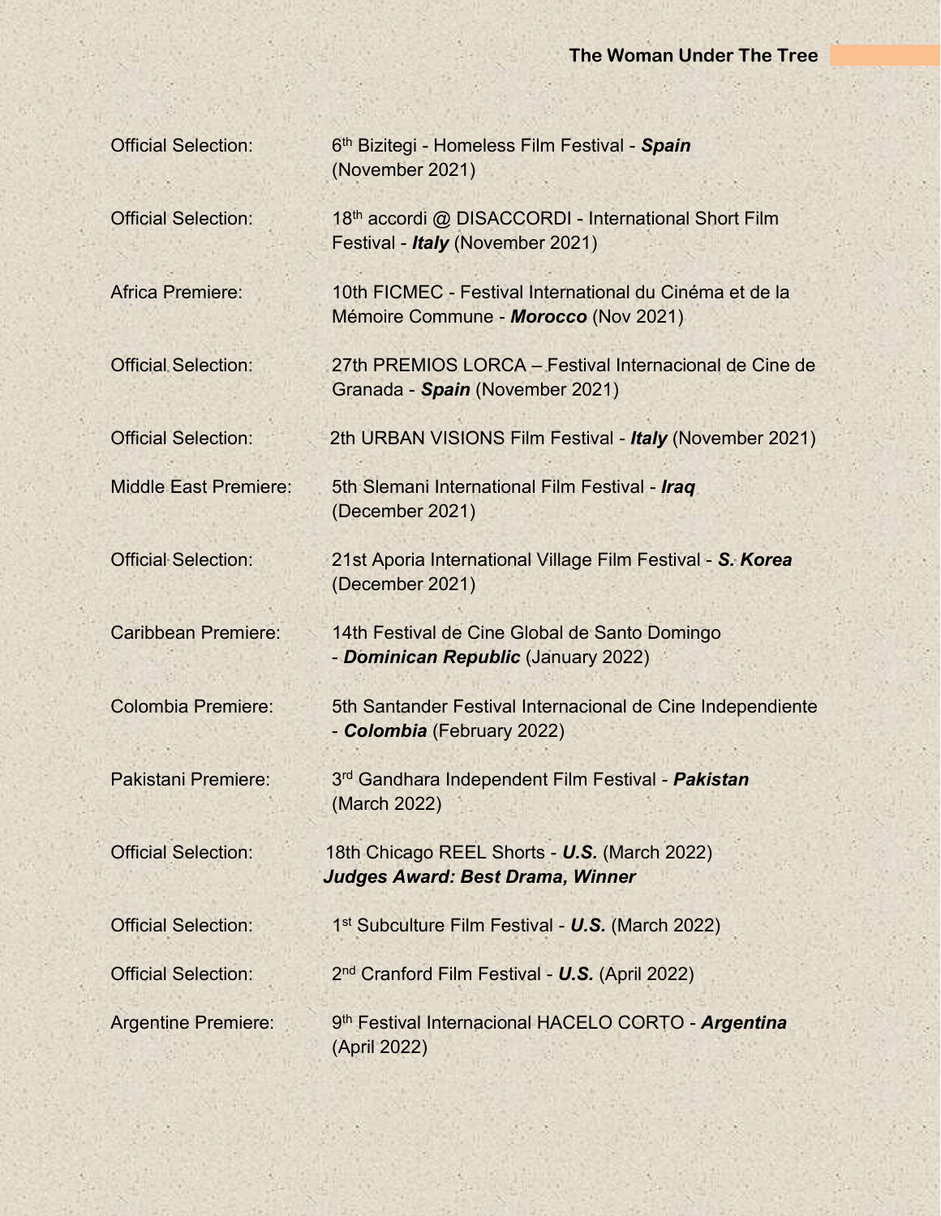| | |
|---|---|
| Official Selection: | 6th Bizitegi - Homeless Film Festival - ***Spain*** (November 2021) |
| Official Selection: | 18th accordi @ DISACCORDI - International Short Film Festival - ***Italy*** (November 2021) |
| Africa Premiere: | 10th FICMEC - Festival International du Cinéma et de la Mémoire Commune - ***Morocco*** (Nov 2021) |
| Official Selection: | 27th PREMIOS LORCA – Festival Internacional de Cine de Granada - ***Spain*** (November 2021) |
| Official Selection: | 2th URBAN VISIONS Film Festival - ***Italy*** (November 2021) |
| Middle East Premiere: | 5th Slemani International Film Festival - ***Iraq*** (December 2021) |
| Official Selection: | 21st Aporia International Village Film Festival - ***S. Korea*** (December 2021) |
| Caribbean Premiere: | 14th Festival de Cine Global de Santo Domingo - ***Dominican Republic*** (January 2022) |
| Colombia Premiere: | 5th Santander Festival Internacional de Cine Independiente - ***Colombia*** (February 2022) |
| Pakistani Premiere: | 3rd Gandhara Independent Film Festival - ***Pakistan*** (March 2022) |
| Official Selection: | 18th Chicago REEL Shorts - ***U.S.*** (March 2022) ***Judges Award: Best Drama, Winner*** |
| Official Selection: | 1st Subculture Film Festival - ***U.S.*** (March 2022) |
| Official Selection: | 2nd Cranford Film Festival - ***U.S.*** (April 2022) |
| Argentine Premiere: | 9th Festival Internacional HACELO CORTO - ***Argentina*** (April 2022) |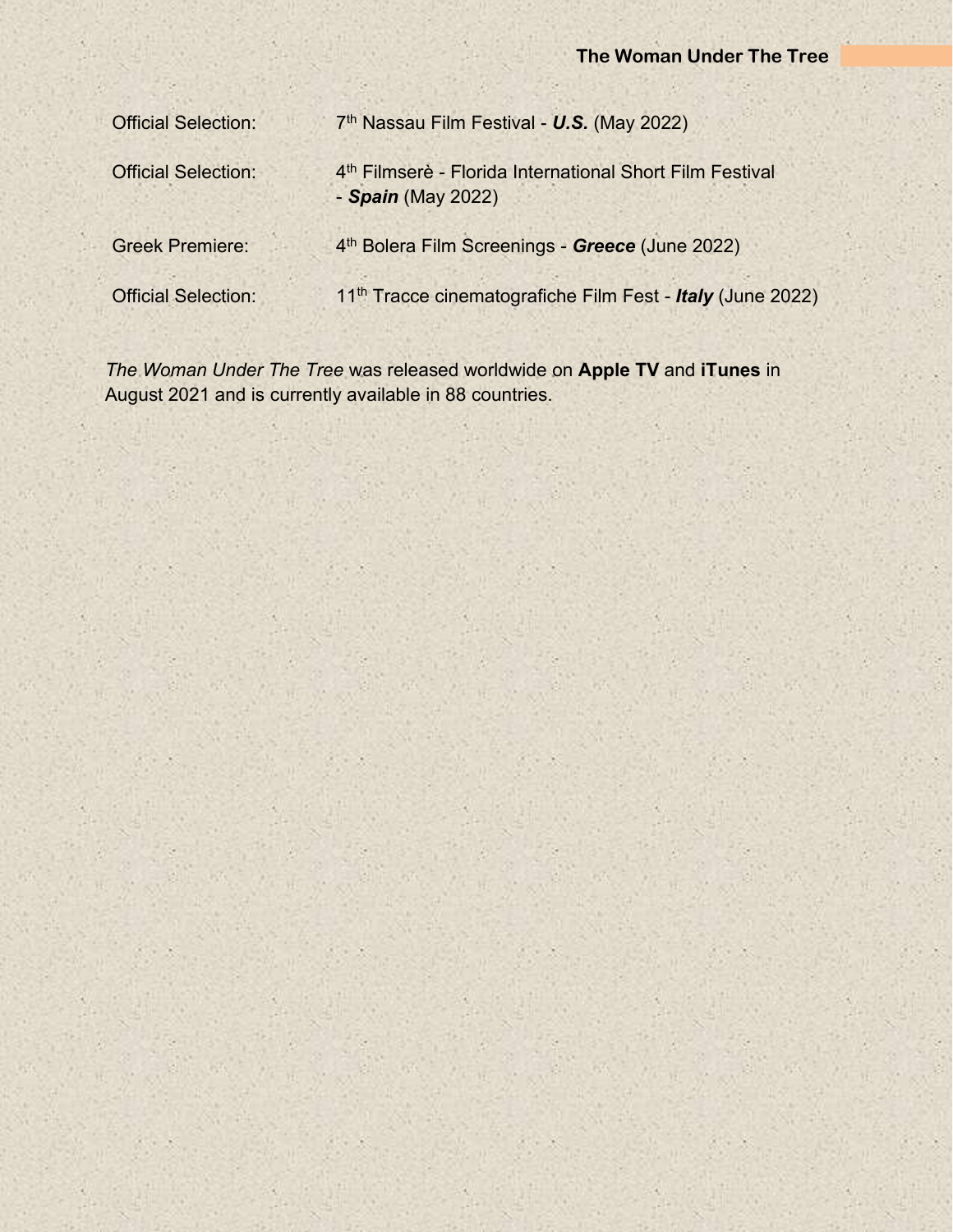| | |
|---|---|
| Official Selection: | 7th Nassau Film Festival - ***U.S.*** (May 2022) |
| Official Selection: | 4th Filmserè - Florida International Short Film Festival - ***Spain*** (May 2022) |
| Greek Premiere: | 4th Bolera Film Screenings - ***Greece*** (June 2022) |
| Official Selection: | 11th Tracce cinematografiche Film Fest - ***Italy*** (June 2022) |

*The Woman Under The Tree* was released worldwide on **Apple TV** and **iTunes** in August 2021 and is currently available in 88 countries.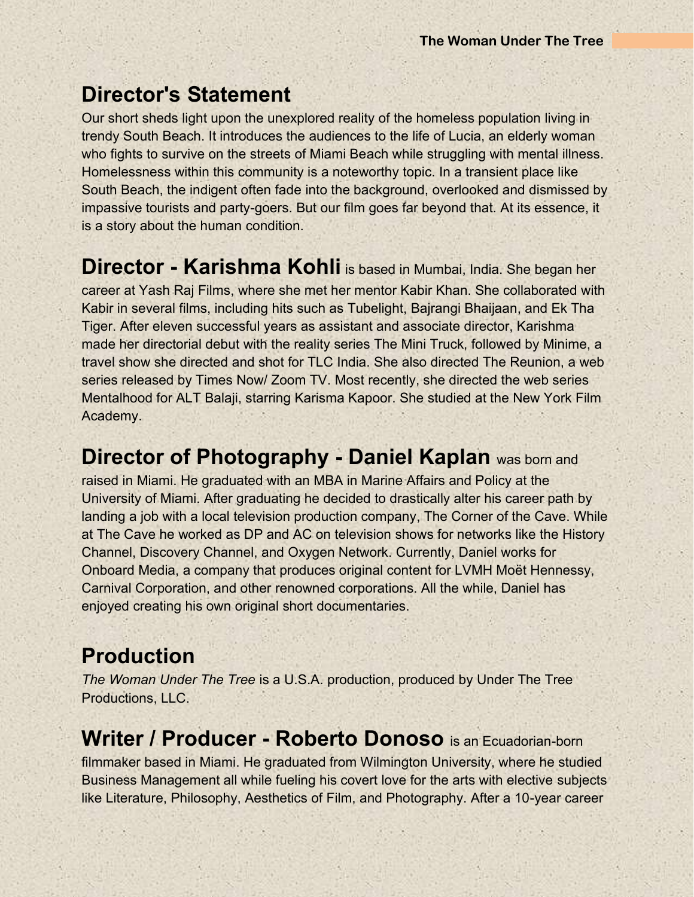## Director's Statement

Our short sheds light upon the unexplored reality of the homeless population living in trendy South Beach. It introduces the audiences to the life of Lucia, an elderly woman who fights to survive on the streets of Miami Beach while struggling with mental illness. Homelessness within this community is a noteworthy topic. In a transient place like South Beach, the indigent often fade into the background, overlooked and dismissed by impassive tourists and party-goers. But our film goes far beyond that. At its essence, it is a story about the human condition.

**Director - Karishma Kohli** is based in Mumbai, India. She began her career at Yash Raj Films, where she met her mentor Kabir Khan. She collaborated with Kabir in several films, including hits such as Tubelight, Bajrangi Bhaijaan, and Ek Tha Tiger. After eleven successful years as assistant and associate director, Karishma made her directorial debut with the reality series The Mini Truck, followed by Minime, a travel show she directed and shot for TLC India. She also directed The Reunion, a web series released by Times Now/ Zoom TV. Most recently, she directed the web series Mentalhood for ALT Balaji, starring Karisma Kapoor. She studied at the New York Film Academy.

**Director of Photography - Daniel Kaplan** was born and raised in Miami. He graduated with an MBA in Marine Affairs and Policy at the University of Miami. After graduating he decided to drastically alter his career path by landing a job with a local television production company, The Corner of the Cave. While at The Cave he worked as DP and AC on television shows for networks like the History Channel, Discovery Channel, and Oxygen Network. Currently, Daniel works for Onboard Media, a company that produces original content for LVMH Moët Hennessy, Carnival Corporation, and other renowned corporations. All the while, Daniel has enjoyed creating his own original short documentaries.

## Production

*The Woman Under The Tree* is a U.S.A. production, produced by Under The Tree Productions, LLC.

**Writer / Producer - Roberto Donoso** is an Ecuadorian-born filmmaker based in Miami. He graduated from Wilmington University, where he studied Business Management all while fueling his covert love for the arts with elective subjects like Literature, Philosophy, Aesthetics of Film, and Photography. After a 10-year career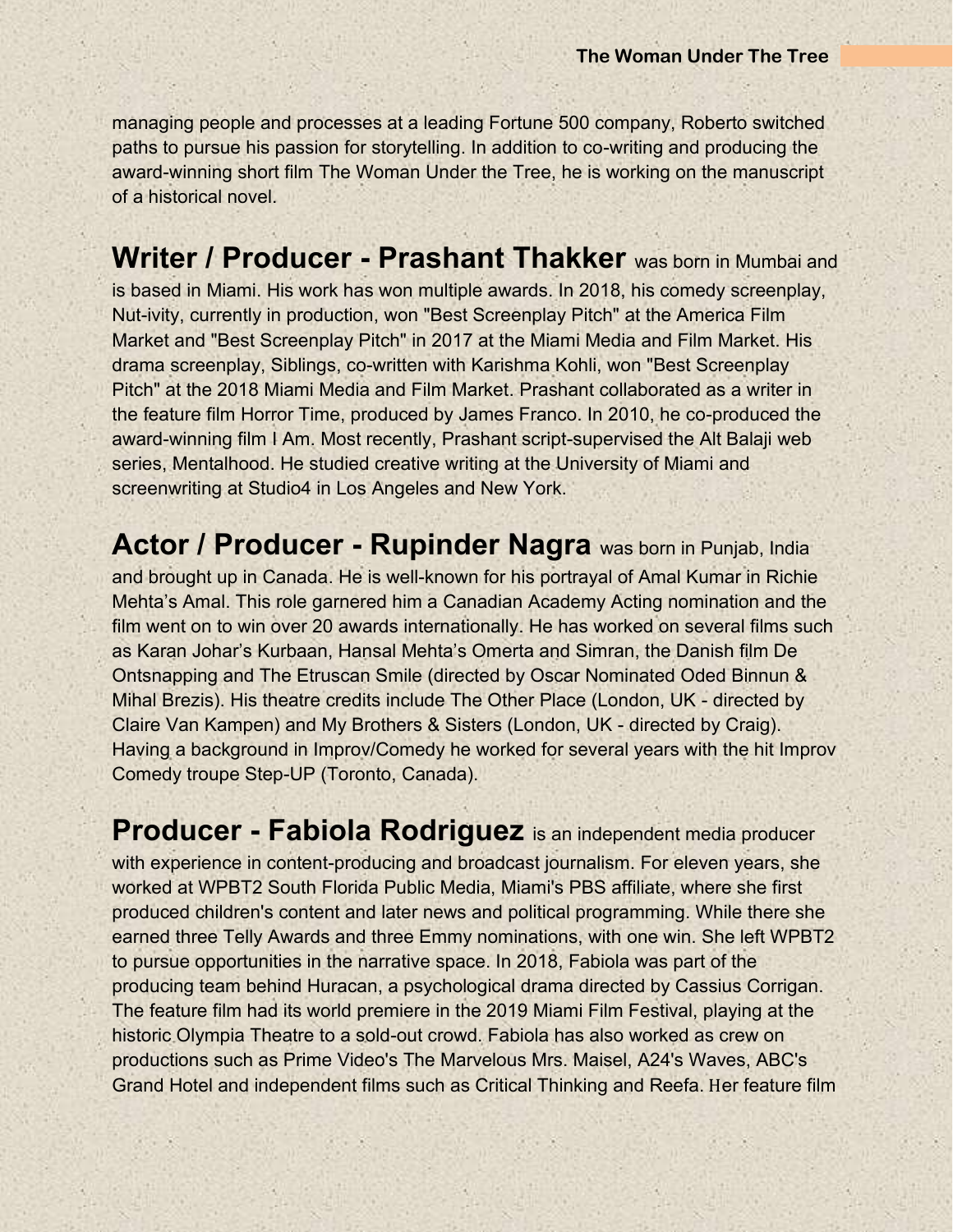managing people and processes at a leading Fortune 500 company, Roberto switched paths to pursue his passion for storytelling. In addition to co-writing and producing the award-winning short film The Woman Under the Tree, he is working on the manuscript of a historical novel.

**Writer / Producer - Prashant Thakker** was born in Mumbai and is based in Miami. His work has won multiple awards. In 2018, his comedy screenplay, Nut-ivity, currently in production, won "Best Screenplay Pitch" at the America Film Market and "Best Screenplay Pitch" in 2017 at the Miami Media and Film Market. His drama screenplay, Siblings, co-written with Karishma Kohli, won "Best Screenplay Pitch" at the 2018 Miami Media and Film Market. Prashant collaborated as a writer in the feature film Horror Time, produced by James Franco. In 2010, he co-produced the award-winning film I Am. Most recently, Prashant script-supervised the Alt Balaji web series, Mentalhood. He studied creative writing at the University of Miami and screenwriting at Studio4 in Los Angeles and New York.

**Actor / Producer - Rupinder Nagra** was born in Punjab, India and brought up in Canada. He is well-known for his portrayal of Amal Kumar in Richie Mehta's Amal. This role garnered him a Canadian Academy Acting nomination and the film went on to win over 20 awards internationally. He has worked on several films such as Karan Johar's Kurbaan, Hansal Mehta's Omerta and Simran, the Danish film De Ontsnapping and The Etruscan Smile (directed by Oscar Nominated Oded Binnun & Mihal Brezis). His theatre credits include The Other Place (London, UK - directed by Claire Van Kampen) and My Brothers & Sisters (London, UK - directed by Craig). Having a background in Improv/Comedy he worked for several years with the hit Improv Comedy troupe Step-UP (Toronto, Canada).

**Producer - Fabiola Rodriguez** is an independent media producer with experience in content-producing and broadcast journalism. For eleven years, she worked at WPBT2 South Florida Public Media, Miami's PBS affiliate, where she first produced children's content and later news and political programming. While there she earned three Telly Awards and three Emmy nominations, with one win. She left WPBT2 to pursue opportunities in the narrative space. In 2018, Fabiola was part of the producing team behind Huracan, a psychological drama directed by Cassius Corrigan. The feature film had its world premiere in the 2019 Miami Film Festival, playing at the historic Olympia Theatre to a sold-out crowd. Fabiola has also worked as crew on productions such as Prime Video's The Marvelous Mrs. Maisel, A24's Waves, ABC's Grand Hotel and independent films such as Critical Thinking and Reefa. Her feature film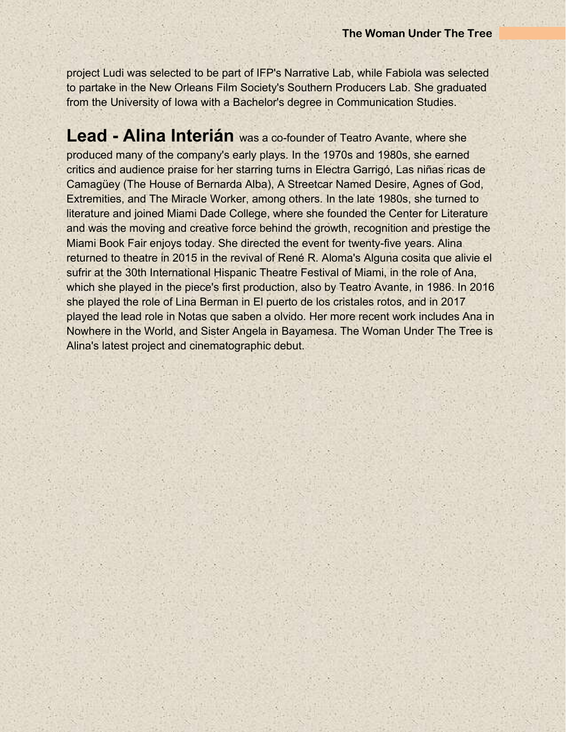project Ludi was selected to be part of IFP's Narrative Lab, while Fabiola was selected to partake in the New Orleans Film Society's Southern Producers Lab. She graduated from the University of Iowa with a Bachelor's degree in Communication Studies.

**Lead - Alina Interián** was a co-founder of Teatro Avante, where she produced many of the company's early plays. In the 1970s and 1980s, she earned critics and audience praise for her starring turns in Electra Garrigó, Las niñas ricas de Camagüey (The House of Bernarda Alba), A Streetcar Named Desire, Agnes of God, Extremities, and The Miracle Worker, among others. In the late 1980s, she turned to literature and joined Miami Dade College, where she founded the Center for Literature and was the moving and creative force behind the growth, recognition and prestige the Miami Book Fair enjoys today. She directed the event for twenty-five years. Alina returned to theatre in 2015 in the revival of René R. Aloma's Alguna cosita que alivie el sufrir at the 30th International Hispanic Theatre Festival of Miami, in the role of Ana, which she played in the piece's first production, also by Teatro Avante, in 1986. In 2016 she played the role of Lina Berman in El puerto de los cristales rotos, and in 2017 played the lead role in Notas que saben a olvido. Her more recent work includes Ana in Nowhere in the World, and Sister Angela in Bayamesa. The Woman Under The Tree is Alina's latest project and cinematographic debut.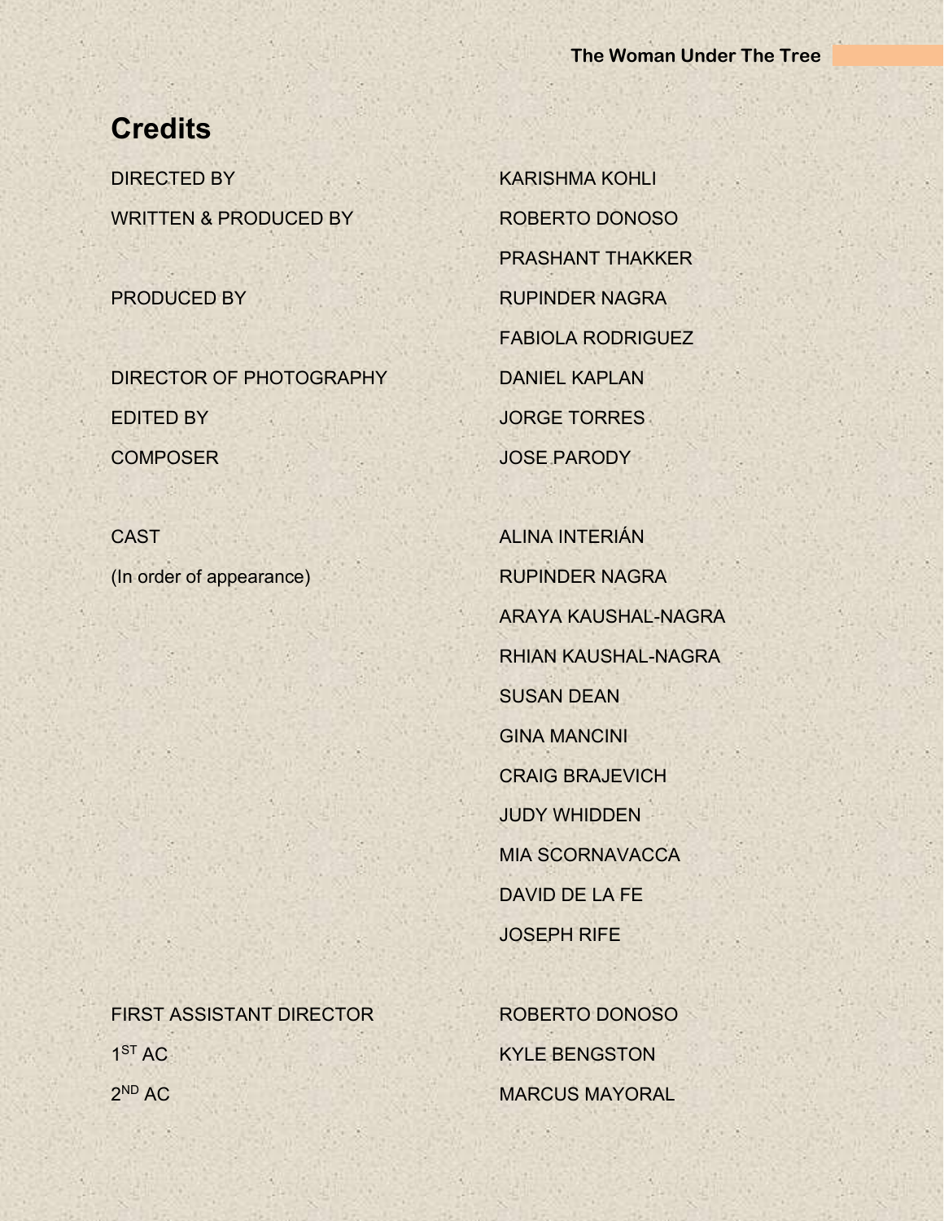## Credits

| | |
|---|---|
| DIRECTED BY | KARISHMA KOHLI |
| WRITTEN & PRODUCED BY | ROBERTO DONOSO |
| | PRASHANT THAKKER |
| PRODUCED BY | RUPINDER NAGRA |
| | FABIOLA RODRIGUEZ |
| DIRECTOR OF PHOTOGRAPHY | DANIEL KAPLAN |
| EDITED BY | JORGE TORRES |
| COMPOSER | JOSE PARODY |
| | |
| CAST | ALINA INTERIÁN |
| (In order of appearance) | RUPINDER NAGRA |
| | ARAYA KAUSHAL-NAGRA |
| | RHIAN KAUSHAL-NAGRA |
| | SUSAN DEAN |
| | GINA MANCINI |
| | CRAIG BRAJEVICH |
| | JUDY WHIDDEN |
| | MIA SCORNAVACCA |
| | DAVID DE LA FE |
| | JOSEPH RIFE |
| | |
| FIRST ASSISTANT DIRECTOR | ROBERTO DONOSO |
| 1ST AC | KYLE BENGSTON |
| 2ND AC | MARCUS MAYORAL |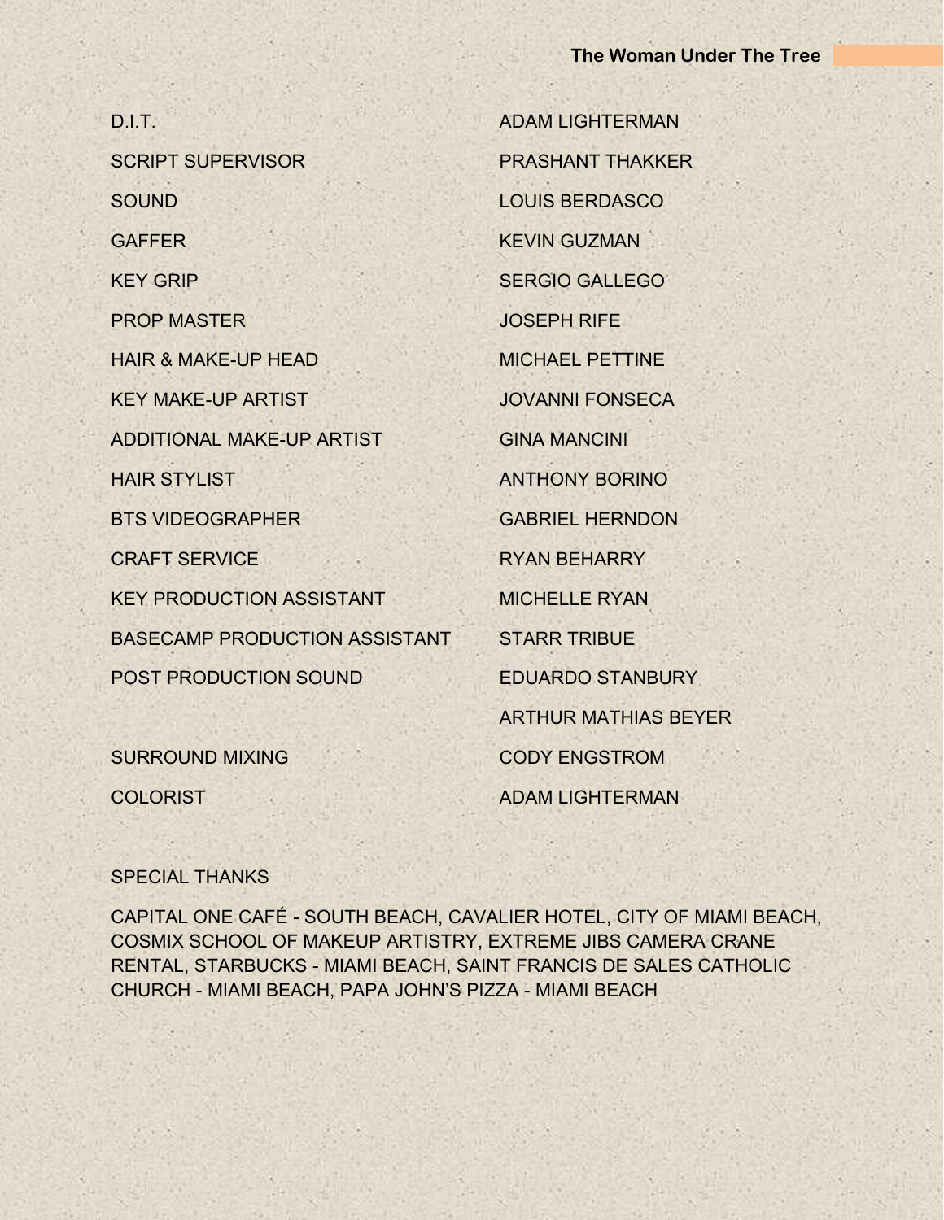| | |
|---|---|
| D.I.T. | ADAM LIGHTERMAN |
| SCRIPT SUPERVISOR | PRASHANT THAKKER |
| SOUND | LOUIS BERDASCO |
| GAFFER | KEVIN GUZMAN |
| KEY GRIP | SERGIO GALLEGO |
| PROP MASTER | JOSEPH RIFE |
| HAIR & MAKE-UP HEAD | MICHAEL PETTINE |
| KEY MAKE-UP ARTIST | JOVANNI FONSECA |
| ADDITIONAL MAKE-UP ARTIST | GINA MANCINI |
| HAIR STYLIST | ANTHONY BORINO |
| BTS VIDEOGRAPHER | GABRIEL HERNDON |
| CRAFT SERVICE | RYAN BEHARRY |
| KEY PRODUCTION ASSISTANT | MICHELLE RYAN |
| BASECAMP PRODUCTION ASSISTANT | STARR TRIBUE |
| POST PRODUCTION SOUND | EDUARDO STANBURY |
| | ARTHUR MATHIAS BEYER |
| SURROUND MIXING | CODY ENGSTROM |
| COLORIST | ADAM LIGHTERMAN |

SPECIAL THANKS

CAPITAL ONE CAFÉ - SOUTH BEACH, CAVALIER HOTEL, CITY OF MIAMI BEACH, COSMIX SCHOOL OF MAKEUP ARTISTRY, EXTREME JIBS CAMERA CRANE RENTAL, STARBUCKS - MIAMI BEACH, SAINT FRANCIS DE SALES CATHOLIC CHURCH - MIAMI BEACH, PAPA JOHN'S PIZZA - MIAMI BEACH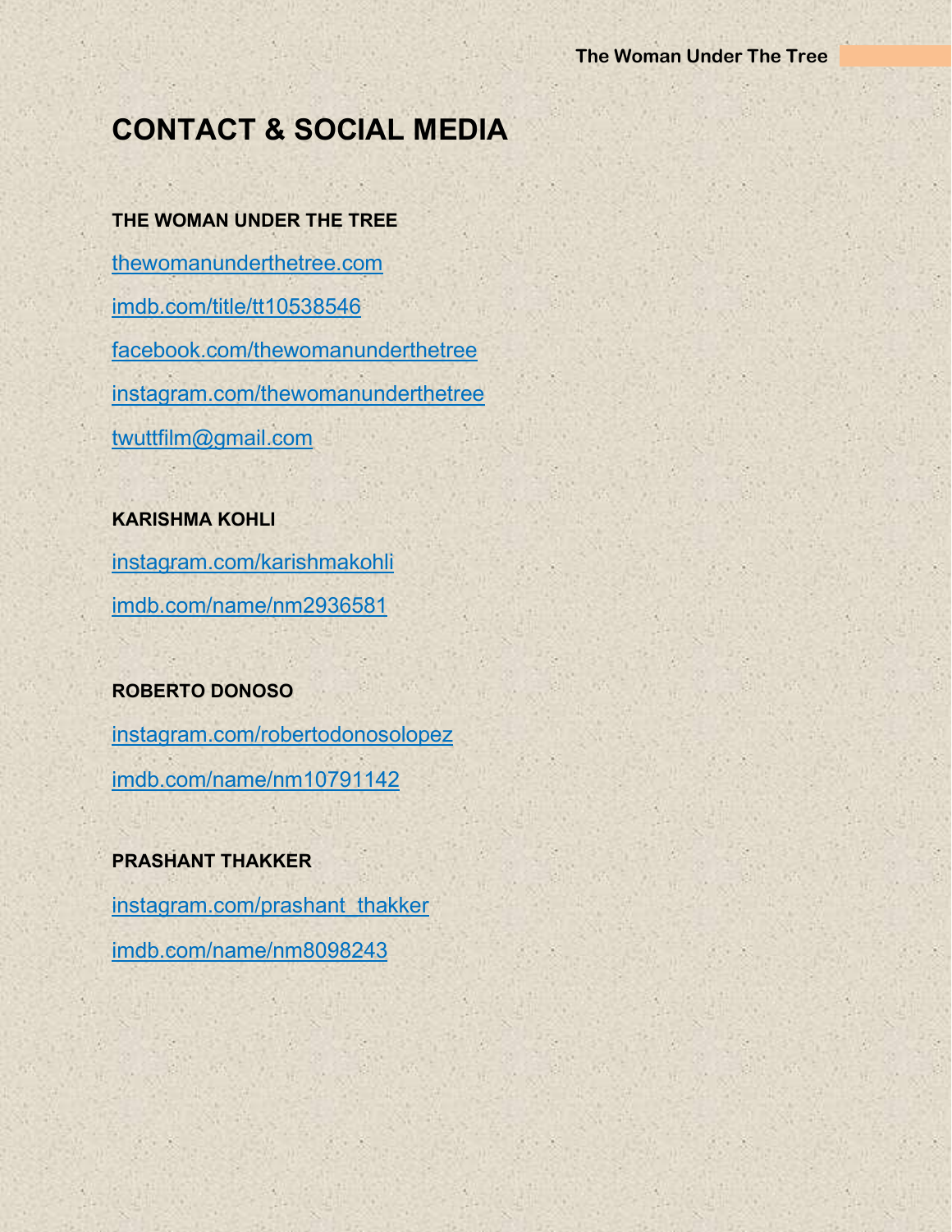# CONTACT & SOCIAL MEDIA

**THE WOMAN UNDER THE TREE**

thewomanunderthetree.com

imdb.com/title/tt10538546

facebook.com/thewomanunderthetree

instagram.com/thewomanunderthetree

twuttfilm@gmail.com

**KARISHMA KOHLI**

instagram.com/karishmakohli

imdb.com/name/nm2936581

**ROBERTO DONOSO**

instagram.com/robertodonosolopez

imdb.com/name/nm10791142

**PRASHANT THAKKER**

instagram.com/prashant_thakker

imdb.com/name/nm8098243